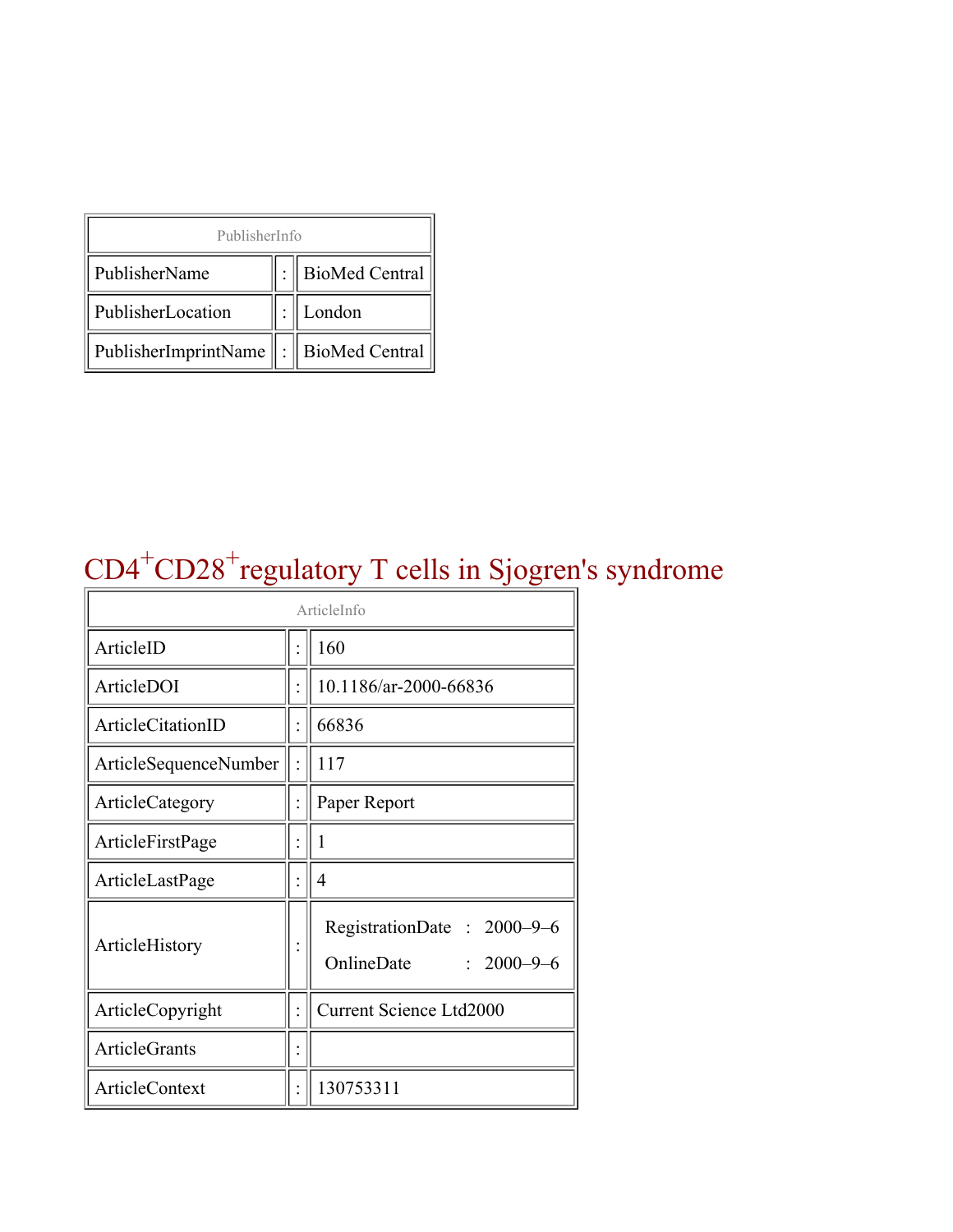| PublisherInfo | | |
|---|---|---|
| PublisherName | : | BioMed Central |
| PublisherLocation | : | London |
| PublisherImprintName | : | BioMed Central |

# $CD4^+CD28^+$regulatory T cells in Sjogren's syndrome

| ArticleInfo | | |
|---|---|---|
| ArticleID | : | 160 |
| ArticleDOI | : | 10.1186/ar-2000-66836 |
| ArticleCitationID | : | 66836 |
| ArticleSequenceNumber | : | 117 |
| ArticleCategory | : | Paper Report |
| ArticleFirstPage | : | 1 |
| ArticleLastPage | : | 4 |
| ArticleHistory | : | RegistrationDate : 2000–9–6<br>OnlineDate : 2000–9–6 |
| ArticleCopyright | : | Current Science Ltd2000 |
| ArticleGrants | : | |
| ArticleContext | : | 130753311 |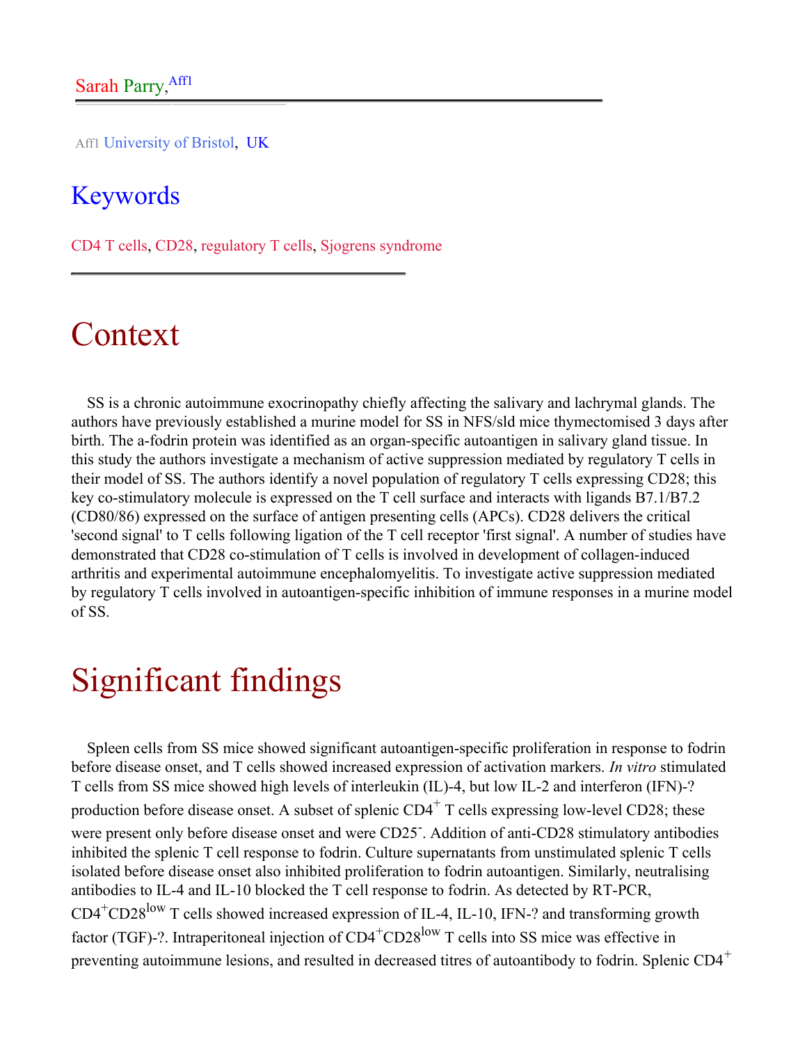Sarah Parry,[Aff1]

Aff1 University of Bristol, UK

## Keywords

CD4 T cells, CD28, regulatory T cells, Sjogrens syndrome

# Context

SS is a chronic autoimmune exocrinopathy chiefly affecting the salivary and lachrymal glands. The authors have previously established a murine model for SS in NFS/sld mice thymectomised 3 days after birth. The a-fodrin protein was identified as an organ-specific autoantigen in salivary gland tissue. In this study the authors investigate a mechanism of active suppression mediated by regulatory T cells in their model of SS. The authors identify a novel population of regulatory T cells expressing CD28; this key co-stimulatory molecule is expressed on the T cell surface and interacts with ligands B7.1/B7.2 (CD80/86) expressed on the surface of antigen presenting cells (APCs). CD28 delivers the critical 'second signal' to T cells following ligation of the T cell receptor 'first signal'. A number of studies have demonstrated that CD28 co-stimulation of T cells is involved in development of collagen-induced arthritis and experimental autoimmune encephalomyelitis. To investigate active suppression mediated by regulatory T cells involved in autoantigen-specific inhibition of immune responses in a murine model of SS.

# Significant findings

Spleen cells from SS mice showed significant autoantigen-specific proliferation in response to fodrin before disease onset, and T cells showed increased expression of activation markers. *In vitro* stimulated T cells from SS mice showed high levels of interleukin (IL)-4, but low IL-2 and interferon (IFN)-? production before disease onset. A subset of splenic $CD4^+$ T cells expressing low-level CD28; these were present only before disease onset and were $CD25^-$. Addition of anti-CD28 stimulatory antibodies inhibited the splenic T cell response to fodrin. Culture supernatants from unstimulated splenic T cells isolated before disease onset also inhibited proliferation to fodrin autoantigen. Similarly, neutralising antibodies to IL-4 and IL-10 blocked the T cell response to fodrin. As detected by RT-PCR, $CD4^+CD28^{low}$ T cells showed increased expression of IL-4, IL-10, IFN-? and transforming growth factor (TGF)-?. Intraperitoneal injection of $CD4^+CD28^{low}$ T cells into SS mice was effective in preventing autoimmune lesions, and resulted in decreased titres of autoantibody to fodrin. Splenic $CD4^+$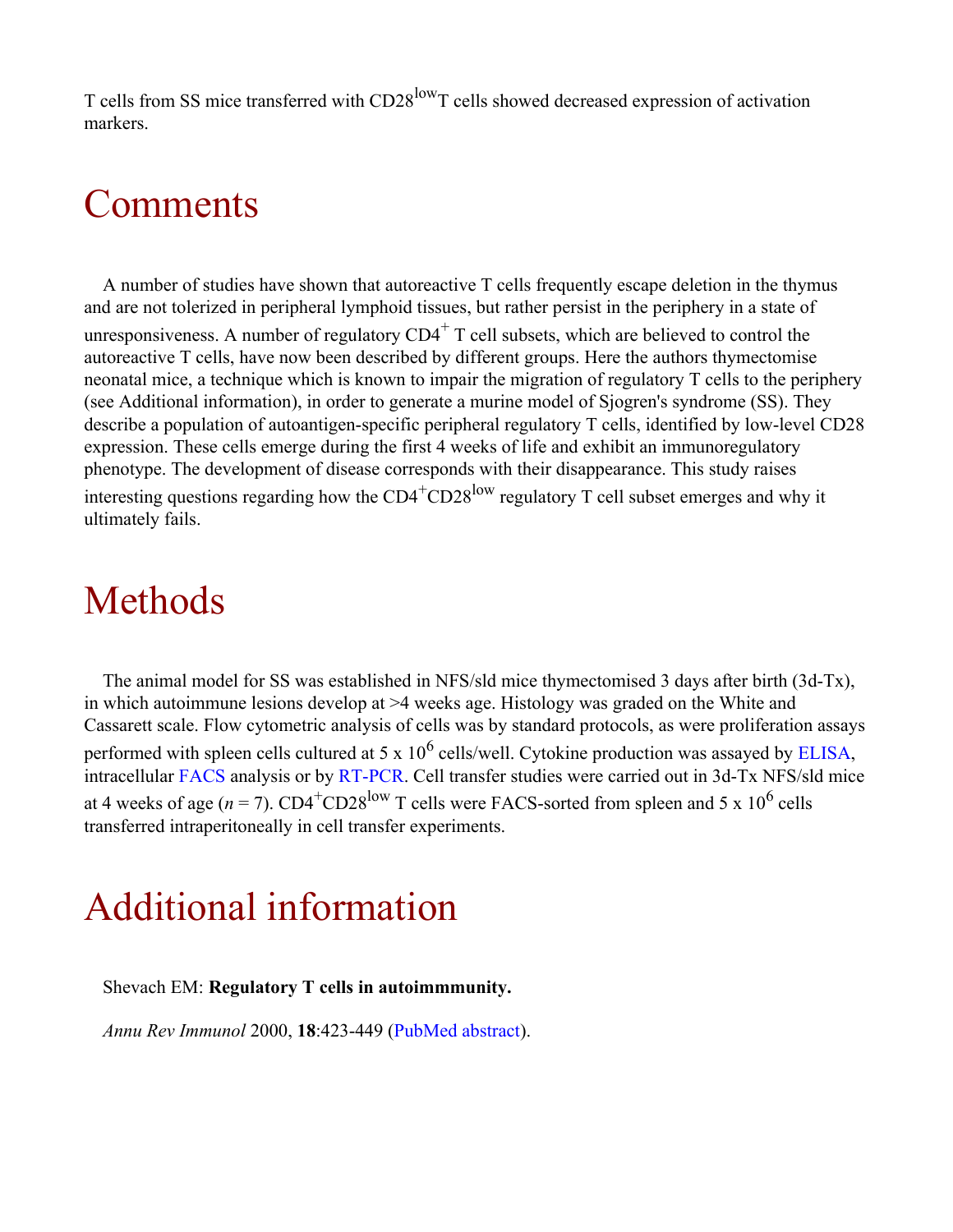T cells from SS mice transferred with $CD28^{low}$T cells showed decreased expression of activation markers.

# Comments

A number of studies have shown that autoreactive T cells frequently escape deletion in the thymus and are not tolerized in peripheral lymphoid tissues, but rather persist in the periphery in a state of unresponsiveness. A number of regulatory $CD4^+$ T cell subsets, which are believed to control the autoreactive T cells, have now been described by different groups. Here the authors thymectomise neonatal mice, a technique which is known to impair the migration of regulatory T cells to the periphery (see Additional information), in order to generate a murine model of Sjogren's syndrome (SS). They describe a population of autoantigen-specific peripheral regulatory T cells, identified by low-level CD28 expression. These cells emerge during the first 4 weeks of life and exhibit an immunoregulatory phenotype. The development of disease corresponds with their disappearance. This study raises interesting questions regarding how the $CD4^+CD28^{low}$ regulatory T cell subset emerges and why it ultimately fails.

# Methods

The animal model for SS was established in NFS/sld mice thymectomised 3 days after birth (3d-Tx), in which autoimmune lesions develop at >4 weeks age. Histology was graded on the White and Cassarett scale. Flow cytometric analysis of cells was by standard protocols, as were proliferation assays performed with spleen cells cultured at $5 \times 10^6$ cells/well. Cytokine production was assayed by ELISA, intracellular FACS analysis or by RT-PCR. Cell transfer studies were carried out in 3d-Tx NFS/sld mice at 4 weeks of age ($n = 7$). $CD4^+CD28^{low}$ T cells were FACS-sorted from spleen and $5 \times 10^6$ cells transferred intraperitoneally in cell transfer experiments.

# Additional information

Shevach EM: **Regulatory T cells in autoimmmunity.**

*Annu Rev Immunol* 2000, **18**:423-449 (PubMed abstract).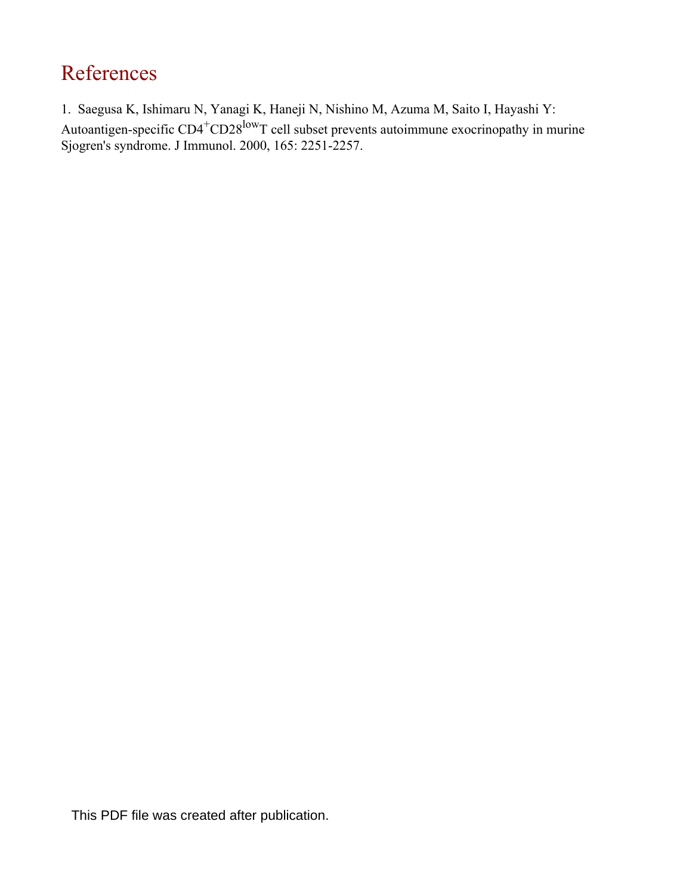# References

1. Saegusa K, Ishimaru N, Yanagi K, Haneji N, Nishino M, Azuma M, Saito I, Hayashi Y: Autoantigen-specific $CD4^{+}CD28^{low}$T cell subset prevents autoimmune exocrinopathy in murine Sjogren's syndrome. J Immunol. 2000, 165: 2251-2257.

This PDF file was created after publication.